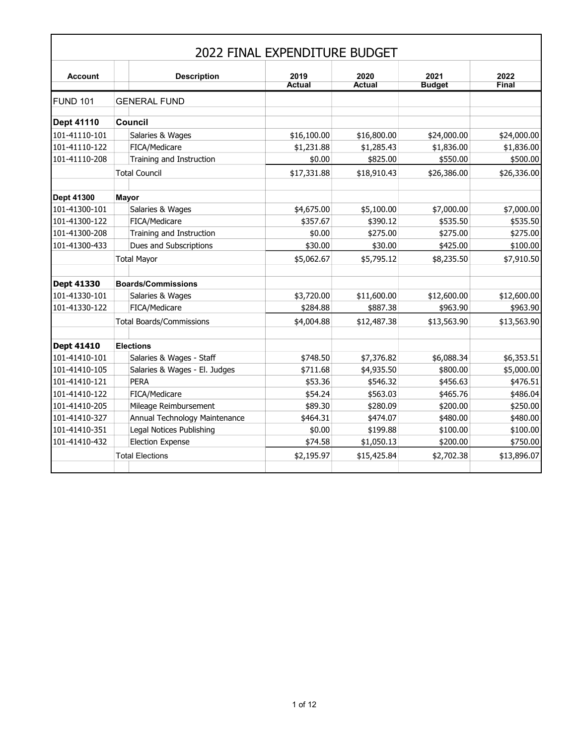# 2022 FINAL EXPENDITURE BUDGET

| Account | Description | 2019 Actual | 2020 Actual | 2021 Budget | 2022 Final |
|---|---|---|---|---|---|
| FUND 101 | GENERAL FUND | | | | |
| **Dept 41110** | **Council** | | | | |
| 101-41110-101 | Salaries & Wages | $16,100.00 | $16,800.00 | $24,000.00 | $24,000.00 |
| 101-41110-122 | FICA/Medicare | $1,231.88 | $1,285.43 | $1,836.00 | $1,836.00 |
| 101-41110-208 | Training and Instruction | $0.00 | $825.00 | $550.00 | $500.00 |
| | Total Council | $17,331.88 | $18,910.43 | $26,386.00 | $26,336.00 |
| **Dept 41300** | **Mayor** | | | | |
| 101-41300-101 | Salaries & Wages | $4,675.00 | $5,100.00 | $7,000.00 | $7,000.00 |
| 101-41300-122 | FICA/Medicare | $357.67 | $390.12 | $535.50 | $535.50 |
| 101-41300-208 | Training and Instruction | $0.00 | $275.00 | $275.00 | $275.00 |
| 101-41300-433 | Dues and Subscriptions | $30.00 | $30.00 | $425.00 | $100.00 |
| | Total Mayor | $5,062.67 | $5,795.12 | $8,235.50 | $7,910.50 |
| **Dept 41330** | **Boards/Commissions** | | | | |
| 101-41330-101 | Salaries & Wages | $3,720.00 | $11,600.00 | $12,600.00 | $12,600.00 |
| 101-41330-122 | FICA/Medicare | $284.88 | $887.38 | $963.90 | $963.90 |
| | Total Boards/Commissions | $4,004.88 | $12,487.38 | $13,563.90 | $13,563.90 |
| **Dept 41410** | **Elections** | | | | |
| 101-41410-101 | Salaries & Wages - Staff | $748.50 | $7,376.82 | $6,088.34 | $6,353.51 |
| 101-41410-105 | Salaries & Wages - El. Judges | $711.68 | $4,935.50 | $800.00 | $5,000.00 |
| 101-41410-121 | PERA | $53.36 | $546.32 | $456.63 | $476.51 |
| 101-41410-122 | FICA/Medicare | $54.24 | $563.03 | $465.76 | $486.04 |
| 101-41410-205 | Mileage Reimbursement | $89.30 | $280.09 | $200.00 | $250.00 |
| 101-41410-327 | Annual Technology Maintenance | $464.31 | $474.07 | $480.00 | $480.00 |
| 101-41410-351 | Legal Notices Publishing | $0.00 | $199.88 | $100.00 | $100.00 |
| 101-41410-432 | Election Expense | $74.58 | $1,050.13 | $200.00 | $750.00 |
| | Total Elections | $2,195.97 | $15,425.84 | $2,702.38 | $13,896.07 |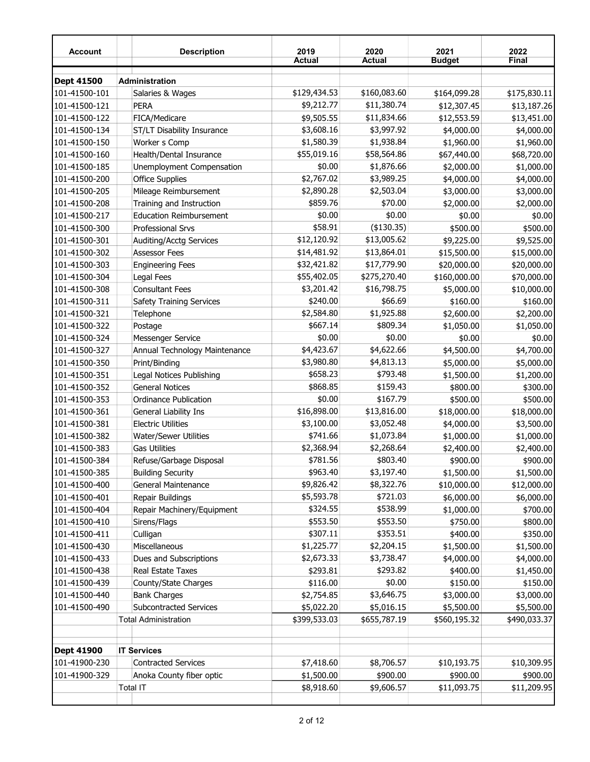| Account | Description | 2019 Actual | 2020 Actual | 2021 Budget | 2022 Final |
|---|---|---|---|---|---|
| **Dept 41500** | **Administration** | | | | |
| 101-41500-101 | Salaries & Wages | $129,434.53 | $160,083.60 | $164,099.28 | $175,830.11 |
| 101-41500-121 | PERA | $9,212.77 | $11,380.74 | $12,307.45 | $13,187.26 |
| 101-41500-122 | FICA/Medicare | $9,505.55 | $11,834.66 | $12,553.59 | $13,451.00 |
| 101-41500-134 | ST/LT Disability Insurance | $3,608.16 | $3,997.92 | $4,000.00 | $4,000.00 |
| 101-41500-150 | Worker s Comp | $1,580.39 | $1,938.84 | $1,960.00 | $1,960.00 |
| 101-41500-160 | Health/Dental Insurance | $55,019.16 | $58,564.86 | $67,440.00 | $68,720.00 |
| 101-41500-185 | Unemployment Compensation | $0.00 | $1,876.66 | $2,000.00 | $1,000.00 |
| 101-41500-200 | Office Supplies | $2,767.02 | $3,989.25 | $4,000.00 | $4,000.00 |
| 101-41500-205 | Mileage Reimbursement | $2,890.28 | $2,503.04 | $3,000.00 | $3,000.00 |
| 101-41500-208 | Training and Instruction | $859.76 | $70.00 | $2,000.00 | $2,000.00 |
| 101-41500-217 | Education Reimbursement | $0.00 | $0.00 | $0.00 | $0.00 |
| 101-41500-300 | Professional Srvs | $58.91 | ($130.35) | $500.00 | $500.00 |
| 101-41500-301 | Auditing/Acctg Services | $12,120.92 | $13,005.62 | $9,225.00 | $9,525.00 |
| 101-41500-302 | Assessor Fees | $14,481.92 | $13,864.01 | $15,500.00 | $15,000.00 |
| 101-41500-303 | Engineering Fees | $32,421.82 | $17,779.90 | $20,000.00 | $20,000.00 |
| 101-41500-304 | Legal Fees | $55,402.05 | $275,270.40 | $160,000.00 | $70,000.00 |
| 101-41500-308 | Consultant Fees | $3,201.42 | $16,798.75 | $5,000.00 | $10,000.00 |
| 101-41500-311 | Safety Training Services | $240.00 | $66.69 | $160.00 | $160.00 |
| 101-41500-321 | Telephone | $2,584.80 | $1,925.88 | $2,600.00 | $2,200.00 |
| 101-41500-322 | Postage | $667.14 | $809.34 | $1,050.00 | $1,050.00 |
| 101-41500-324 | Messenger Service | $0.00 | $0.00 | $0.00 | $0.00 |
| 101-41500-327 | Annual Technology Maintenance | $4,423.67 | $4,622.66 | $4,500.00 | $4,700.00 |
| 101-41500-350 | Print/Binding | $3,980.80 | $4,813.13 | $5,000.00 | $5,000.00 |
| 101-41500-351 | Legal Notices Publishing | $658.23 | $793.48 | $1,500.00 | $1,200.00 |
| 101-41500-352 | General Notices | $868.85 | $159.43 | $800.00 | $300.00 |
| 101-41500-353 | Ordinance Publication | $0.00 | $167.79 | $500.00 | $500.00 |
| 101-41500-361 | General Liability Ins | $16,898.00 | $13,816.00 | $18,000.00 | $18,000.00 |
| 101-41500-381 | Electric Utilities | $3,100.00 | $3,052.48 | $4,000.00 | $3,500.00 |
| 101-41500-382 | Water/Sewer Utilities | $741.66 | $1,073.84 | $1,000.00 | $1,000.00 |
| 101-41500-383 | Gas Utilities | $2,368.94 | $2,268.64 | $2,400.00 | $2,400.00 |
| 101-41500-384 | Refuse/Garbage Disposal | $781.56 | $803.40 | $900.00 | $900.00 |
| 101-41500-385 | Building Security | $963.40 | $3,197.40 | $1,500.00 | $1,500.00 |
| 101-41500-400 | General Maintenance | $9,826.42 | $8,322.76 | $10,000.00 | $12,000.00 |
| 101-41500-401 | Repair Buildings | $5,593.78 | $721.03 | $6,000.00 | $6,000.00 |
| 101-41500-404 | Repair Machinery/Equipment | $324.55 | $538.99 | $1,000.00 | $700.00 |
| 101-41500-410 | Sirens/Flags | $553.50 | $553.50 | $750.00 | $800.00 |
| 101-41500-411 | Culligan | $307.11 | $353.51 | $400.00 | $350.00 |
| 101-41500-430 | Miscellaneous | $1,225.77 | $2,204.15 | $1,500.00 | $1,500.00 |
| 101-41500-433 | Dues and Subscriptions | $2,673.33 | $3,738.47 | $4,000.00 | $4,000.00 |
| 101-41500-438 | Real Estate Taxes | $293.81 | $293.82 | $400.00 | $1,450.00 |
| 101-41500-439 | County/State Charges | $116.00 | $0.00 | $150.00 | $150.00 |
| 101-41500-440 | Bank Charges | $2,754.85 | $3,646.75 | $3,000.00 | $3,000.00 |
| 101-41500-490 | Subcontracted Services | $5,022.20 | $5,016.15 | $5,500.00 | $5,500.00 |
| | Total Administration | $399,533.03 | $655,787.19 | $560,195.32 | $490,033.37 |
| | | | | | |
| **Dept 41900** | **IT Services** | | | | |
| 101-41900-230 | Contracted Services | $7,418.60 | $8,706.57 | $10,193.75 | $10,309.95 |
| 101-41900-329 | Anoka County fiber optic | $1,500.00 | $900.00 | $900.00 | $900.00 |
| | Total IT | $8,918.60 | $9,606.57 | $11,093.75 | $11,209.95 |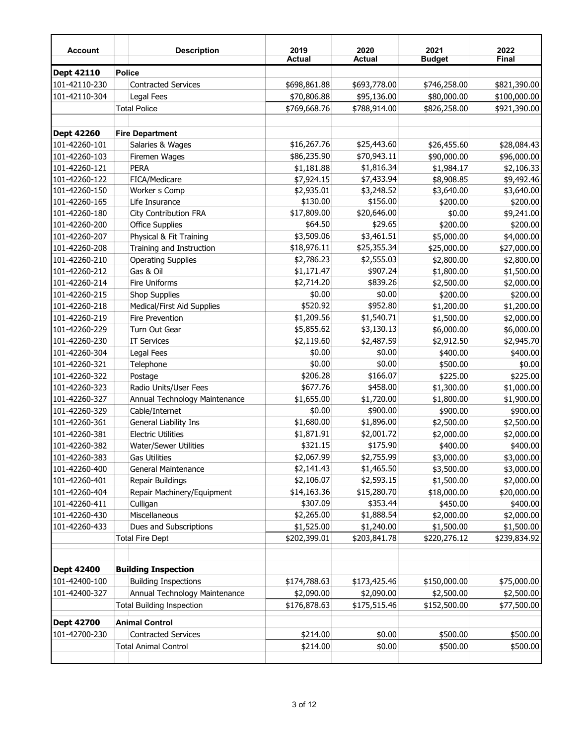| Account | Description | 2019 Actual | 2020 Actual | 2021 Budget | 2022 Final |
|---|---|---|---|---|---|
| **Dept 42110** | **Police** | | | | |
| 101-42110-230 | Contracted Services | $698,861.88 | $693,778.00 | $746,258.00 | $821,390.00 |
| 101-42110-304 | Legal Fees | $70,806.88 | $95,136.00 | $80,000.00 | $100,000.00 |
| | Total Police | $769,668.76 | $788,914.00 | $826,258.00 | $921,390.00 |
| | | | | | |
| **Dept 42260** | **Fire Department** | | | | |
| 101-42260-101 | Salaries & Wages | $16,267.76 | $25,443.60 | $26,455.60 | $28,084.43 |
| 101-42260-103 | Firemen Wages | $86,235.90 | $70,943.11 | $90,000.00 | $96,000.00 |
| 101-42260-121 | PERA | $1,181.88 | $1,816.34 | $1,984.17 | $2,106.33 |
| 101-42260-122 | FICA/Medicare | $7,924.15 | $7,433.94 | $8,908.85 | $9,492.46 |
| 101-42260-150 | Worker s Comp | $2,935.01 | $3,248.52 | $3,640.00 | $3,640.00 |
| 101-42260-165 | Life Insurance | $130.00 | $156.00 | $200.00 | $200.00 |
| 101-42260-180 | City Contribution FRA | $17,809.00 | $20,646.00 | $0.00 | $9,241.00 |
| 101-42260-200 | Office Supplies | $64.50 | $29.65 | $200.00 | $200.00 |
| 101-42260-207 | Physical & Fit Training | $3,509.06 | $3,461.51 | $5,000.00 | $4,000.00 |
| 101-42260-208 | Training and Instruction | $18,976.11 | $25,355.34 | $25,000.00 | $27,000.00 |
| 101-42260-210 | Operating Supplies | $2,786.23 | $2,555.03 | $2,800.00 | $2,800.00 |
| 101-42260-212 | Gas & Oil | $1,171.47 | $907.24 | $1,800.00 | $1,500.00 |
| 101-42260-214 | Fire Uniforms | $2,714.20 | $839.26 | $2,500.00 | $2,000.00 |
| 101-42260-215 | Shop Supplies | $0.00 | $0.00 | $200.00 | $200.00 |
| 101-42260-218 | Medical/First Aid Supplies | $520.92 | $952.80 | $1,200.00 | $1,200.00 |
| 101-42260-219 | Fire Prevention | $1,209.56 | $1,540.71 | $1,500.00 | $2,000.00 |
| 101-42260-229 | Turn Out Gear | $5,855.62 | $3,130.13 | $6,000.00 | $6,000.00 |
| 101-42260-230 | IT Services | $2,119.60 | $2,487.59 | $2,912.50 | $2,945.70 |
| 101-42260-304 | Legal Fees | $0.00 | $0.00 | $400.00 | $400.00 |
| 101-42260-321 | Telephone | $0.00 | $0.00 | $500.00 | $0.00 |
| 101-42260-322 | Postage | $206.28 | $166.07 | $225.00 | $225.00 |
| 101-42260-323 | Radio Units/User Fees | $677.76 | $458.00 | $1,300.00 | $1,000.00 |
| 101-42260-327 | Annual Technology Maintenance | $1,655.00 | $1,720.00 | $1,800.00 | $1,900.00 |
| 101-42260-329 | Cable/Internet | $0.00 | $900.00 | $900.00 | $900.00 |
| 101-42260-361 | General Liability Ins | $1,680.00 | $1,896.00 | $2,500.00 | $2,500.00 |
| 101-42260-381 | Electric Utilities | $1,871.91 | $2,001.72 | $2,000.00 | $2,000.00 |
| 101-42260-382 | Water/Sewer Utilities | $321.15 | $175.90 | $400.00 | $400.00 |
| 101-42260-383 | Gas Utilities | $2,067.99 | $2,755.99 | $3,000.00 | $3,000.00 |
| 101-42260-400 | General Maintenance | $2,141.43 | $1,465.50 | $3,500.00 | $3,000.00 |
| 101-42260-401 | Repair Buildings | $2,106.07 | $2,593.15 | $1,500.00 | $2,000.00 |
| 101-42260-404 | Repair Machinery/Equipment | $14,163.36 | $15,280.70 | $18,000.00 | $20,000.00 |
| 101-42260-411 | Culligan | $307.09 | $353.44 | $450.00 | $400.00 |
| 101-42260-430 | Miscellaneous | $2,265.00 | $1,888.54 | $2,000.00 | $2,000.00 |
| 101-42260-433 | Dues and Subscriptions | $1,525.00 | $1,240.00 | $1,500.00 | $1,500.00 |
| | Total Fire Dept | $202,399.01 | $203,841.78 | $220,276.12 | $239,834.92 |
| | | | | | |
| **Dept 42400** | **Building Inspection** | | | | |
| 101-42400-100 | Building Inspections | $174,788.63 | $173,425.46 | $150,000.00 | $75,000.00 |
| 101-42400-327 | Annual Technology Maintenance | $2,090.00 | $2,090.00 | $2,500.00 | $2,500.00 |
| | Total Building Inspection | $176,878.63 | $175,515.46 | $152,500.00 | $77,500.00 |
| **Dept 42700** | **Animal Control** | | | | |
| 101-42700-230 | Contracted Services | $214.00 | $0.00 | $500.00 | $500.00 |
| | Total Animal Control | $214.00 | $0.00 | $500.00 | $500.00 |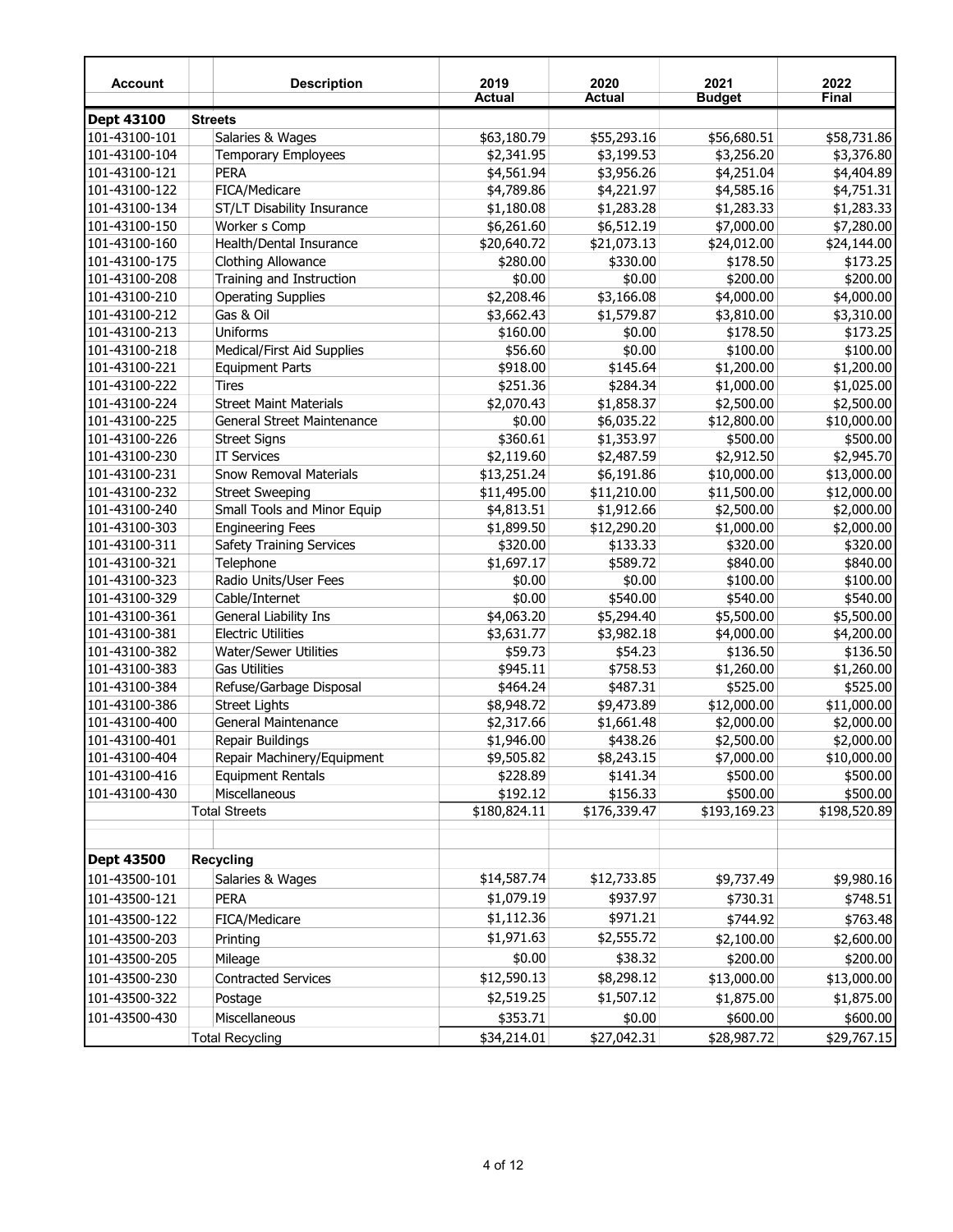| Account | Description | 2019 Actual | 2020 Actual | 2021 Budget | 2022 Final |
|---|---|---|---|---|---|
| **Dept 43100** | **Streets** | | | | |
| 101-43100-101 | Salaries & Wages | $63,180.79 | $55,293.16 | $56,680.51 | $58,731.86 |
| 101-43100-104 | Temporary Employees | $2,341.95 | $3,199.53 | $3,256.20 | $3,376.80 |
| 101-43100-121 | PERA | $4,561.94 | $3,956.26 | $4,251.04 | $4,404.89 |
| 101-43100-122 | FICA/Medicare | $4,789.86 | $4,221.97 | $4,585.16 | $4,751.31 |
| 101-43100-134 | ST/LT Disability Insurance | $1,180.08 | $1,283.28 | $1,283.33 | $1,283.33 |
| 101-43100-150 | Worker s Comp | $6,261.60 | $6,512.19 | $7,000.00 | $7,280.00 |
| 101-43100-160 | Health/Dental Insurance | $20,640.72 | $21,073.13 | $24,012.00 | $24,144.00 |
| 101-43100-175 | Clothing Allowance | $280.00 | $330.00 | $178.50 | $173.25 |
| 101-43100-208 | Training and Instruction | $0.00 | $0.00 | $200.00 | $200.00 |
| 101-43100-210 | Operating Supplies | $2,208.46 | $3,166.08 | $4,000.00 | $4,000.00 |
| 101-43100-212 | Gas & Oil | $3,662.43 | $1,579.87 | $3,810.00 | $3,310.00 |
| 101-43100-213 | Uniforms | $160.00 | $0.00 | $178.50 | $173.25 |
| 101-43100-218 | Medical/First Aid Supplies | $56.60 | $0.00 | $100.00 | $100.00 |
| 101-43100-221 | Equipment Parts | $918.00 | $145.64 | $1,200.00 | $1,200.00 |
| 101-43100-222 | Tires | $251.36 | $284.34 | $1,000.00 | $1,025.00 |
| 101-43100-224 | Street Maint Materials | $2,070.43 | $1,858.37 | $2,500.00 | $2,500.00 |
| 101-43100-225 | General Street Maintenance | $0.00 | $6,035.22 | $12,800.00 | $10,000.00 |
| 101-43100-226 | Street Signs | $360.61 | $1,353.97 | $500.00 | $500.00 |
| 101-43100-230 | IT Services | $2,119.60 | $2,487.59 | $2,912.50 | $2,945.70 |
| 101-43100-231 | Snow Removal Materials | $13,251.24 | $6,191.86 | $10,000.00 | $13,000.00 |
| 101-43100-232 | Street Sweeping | $11,495.00 | $11,210.00 | $11,500.00 | $12,000.00 |
| 101-43100-240 | Small Tools and Minor Equip | $4,813.51 | $1,912.66 | $2,500.00 | $2,000.00 |
| 101-43100-303 | Engineering Fees | $1,899.50 | $12,290.20 | $1,000.00 | $2,000.00 |
| 101-43100-311 | Safety Training Services | $320.00 | $133.33 | $320.00 | $320.00 |
| 101-43100-321 | Telephone | $1,697.17 | $589.72 | $840.00 | $840.00 |
| 101-43100-323 | Radio Units/User Fees | $0.00 | $0.00 | $100.00 | $100.00 |
| 101-43100-329 | Cable/Internet | $0.00 | $540.00 | $540.00 | $540.00 |
| 101-43100-361 | General Liability Ins | $4,063.20 | $5,294.40 | $5,500.00 | $5,500.00 |
| 101-43100-381 | Electric Utilities | $3,631.77 | $3,982.18 | $4,000.00 | $4,200.00 |
| 101-43100-382 | Water/Sewer Utilities | $59.73 | $54.23 | $136.50 | $136.50 |
| 101-43100-383 | Gas Utilities | $945.11 | $758.53 | $1,260.00 | $1,260.00 |
| 101-43100-384 | Refuse/Garbage Disposal | $464.24 | $487.31 | $525.00 | $525.00 |
| 101-43100-386 | Street Lights | $8,948.72 | $9,473.89 | $12,000.00 | $11,000.00 |
| 101-43100-400 | General Maintenance | $2,317.66 | $1,661.48 | $2,000.00 | $2,000.00 |
| 101-43100-401 | Repair Buildings | $1,946.00 | $438.26 | $2,500.00 | $2,000.00 |
| 101-43100-404 | Repair Machinery/Equipment | $9,505.82 | $8,243.15 | $7,000.00 | $10,000.00 |
| 101-43100-416 | Equipment Rentals | $228.89 | $141.34 | $500.00 | $500.00 |
| 101-43100-430 | Miscellaneous | $192.12 | $156.33 | $500.00 | $500.00 |
| | Total Streets | $180,824.11 | $176,339.47 | $193,169.23 | $198,520.89 |
| | | | | | |
| **Dept 43500** | **Recycling** | | | | |
| 101-43500-101 | Salaries & Wages | $14,587.74 | $12,733.85 | $9,737.49 | $9,980.16 |
| 101-43500-121 | PERA | $1,079.19 | $937.97 | $730.31 | $748.51 |
| 101-43500-122 | FICA/Medicare | $1,112.36 | $971.21 | $744.92 | $763.48 |
| 101-43500-203 | Printing | $1,971.63 | $2,555.72 | $2,100.00 | $2,600.00 |
| 101-43500-205 | Mileage | $0.00 | $38.32 | $200.00 | $200.00 |
| 101-43500-230 | Contracted Services | $12,590.13 | $8,298.12 | $13,000.00 | $13,000.00 |
| 101-43500-322 | Postage | $2,519.25 | $1,507.12 | $1,875.00 | $1,875.00 |
| 101-43500-430 | Miscellaneous | $353.71 | $0.00 | $600.00 | $600.00 |
| | Total Recycling | $34,214.01 | $27,042.31 | $28,987.72 | $29,767.15 |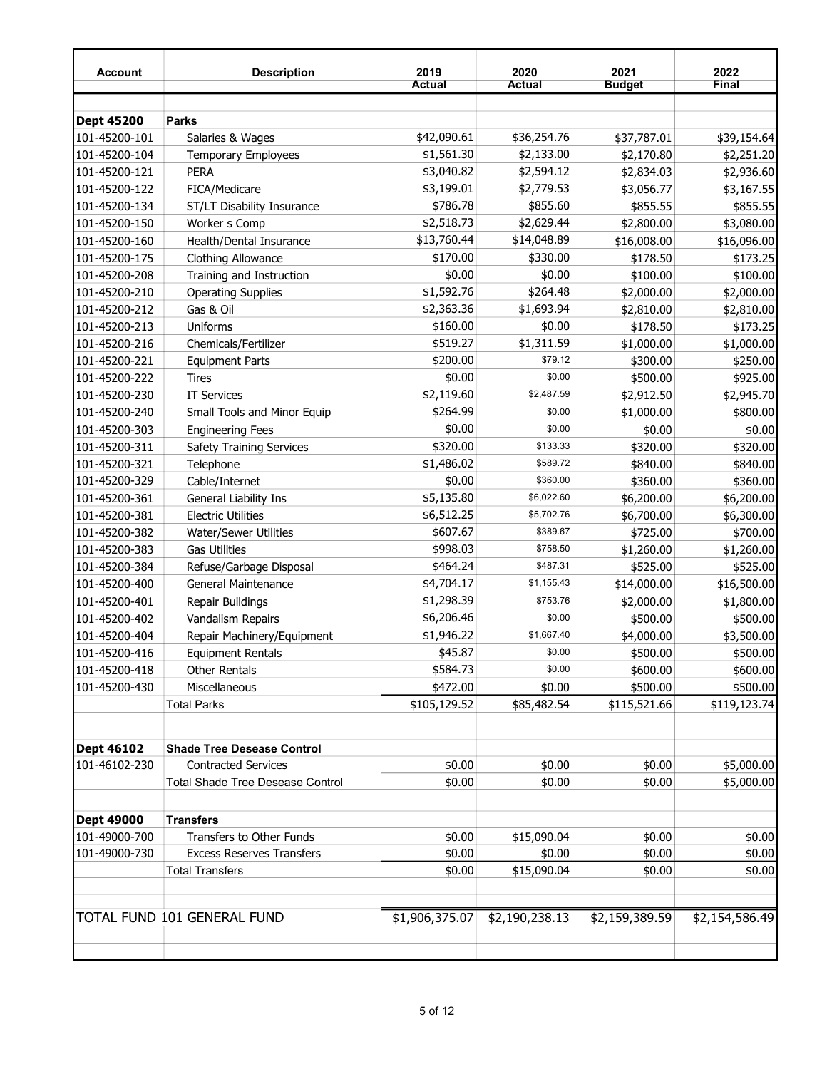| Account | Description | 2019 Actual | 2020 Actual | 2021 Budget | 2022 Final |
|---|---|---|---|---|---|
| **Dept 45200** | **Parks** | | | | |
| 101-45200-101 | Salaries & Wages | $42,090.61 | $36,254.76 | $37,787.01 | $39,154.64 |
| 101-45200-104 | Temporary Employees | $1,561.30 | $2,133.00 | $2,170.80 | $2,251.20 |
| 101-45200-121 | PERA | $3,040.82 | $2,594.12 | $2,834.03 | $2,936.60 |
| 101-45200-122 | FICA/Medicare | $3,199.01 | $2,779.53 | $3,056.77 | $3,167.55 |
| 101-45200-134 | ST/LT Disability Insurance | $786.78 | $855.60 | $855.55 | $855.55 |
| 101-45200-150 | Worker s Comp | $2,518.73 | $2,629.44 | $2,800.00 | $3,080.00 |
| 101-45200-160 | Health/Dental Insurance | $13,760.44 | $14,048.89 | $16,008.00 | $16,096.00 |
| 101-45200-175 | Clothing Allowance | $170.00 | $330.00 | $178.50 | $173.25 |
| 101-45200-208 | Training and Instruction | $0.00 | $0.00 | $100.00 | $100.00 |
| 101-45200-210 | Operating Supplies | $1,592.76 | $264.48 | $2,000.00 | $2,000.00 |
| 101-45200-212 | Gas & Oil | $2,363.36 | $1,693.94 | $2,810.00 | $2,810.00 |
| 101-45200-213 | Uniforms | $160.00 | $0.00 | $178.50 | $173.25 |
| 101-45200-216 | Chemicals/Fertilizer | $519.27 | $1,311.59 | $1,000.00 | $1,000.00 |
| 101-45200-221 | Equipment Parts | $200.00 | $79.12 | $300.00 | $250.00 |
| 101-45200-222 | Tires | $0.00 | $0.00 | $500.00 | $925.00 |
| 101-45200-230 | IT Services | $2,119.60 | $2,487.59 | $2,912.50 | $2,945.70 |
| 101-45200-240 | Small Tools and Minor Equip | $264.99 | $0.00 | $1,000.00 | $800.00 |
| 101-45200-303 | Engineering Fees | $0.00 | $0.00 | $0.00 | $0.00 |
| 101-45200-311 | Safety Training Services | $320.00 | $133.33 | $320.00 | $320.00 |
| 101-45200-321 | Telephone | $1,486.02 | $589.72 | $840.00 | $840.00 |
| 101-45200-329 | Cable/Internet | $0.00 | $360.00 | $360.00 | $360.00 |
| 101-45200-361 | General Liability Ins | $5,135.80 | $6,022.60 | $6,200.00 | $6,200.00 |
| 101-45200-381 | Electric Utilities | $6,512.25 | $5,702.76 | $6,700.00 | $6,300.00 |
| 101-45200-382 | Water/Sewer Utilities | $607.67 | $389.67 | $725.00 | $700.00 |
| 101-45200-383 | Gas Utilities | $998.03 | $758.50 | $1,260.00 | $1,260.00 |
| 101-45200-384 | Refuse/Garbage Disposal | $464.24 | $487.31 | $525.00 | $525.00 |
| 101-45200-400 | General Maintenance | $4,704.17 | $1,155.43 | $14,000.00 | $16,500.00 |
| 101-45200-401 | Repair Buildings | $1,298.39 | $753.76 | $2,000.00 | $1,800.00 |
| 101-45200-402 | Vandalism Repairs | $6,206.46 | $0.00 | $500.00 | $500.00 |
| 101-45200-404 | Repair Machinery/Equipment | $1,946.22 | $1,667.40 | $4,000.00 | $3,500.00 |
| 101-45200-416 | Equipment Rentals | $45.87 | $0.00 | $500.00 | $500.00 |
| 101-45200-418 | Other Rentals | $584.73 | $0.00 | $600.00 | $600.00 |
| 101-45200-430 | Miscellaneous | $472.00 | $0.00 | $500.00 | $500.00 |
| | Total Parks | $105,129.52 | $85,482.54 | $115,521.66 | $119,123.74 |
| | | | | | |
| **Dept 46102** | **Shade Tree Desease Control** | | | | |
| 101-46102-230 | Contracted Services | $0.00 | $0.00 | $0.00 | $5,000.00 |
| | Total Shade Tree Desease Control | $0.00 | $0.00 | $0.00 | $5,000.00 |
| | | | | | |
| **Dept 49000** | **Transfers** | | | | |
| 101-49000-700 | Transfers to Other Funds | $0.00 | $15,090.04 | $0.00 | $0.00 |
| 101-49000-730 | Excess Reserves Transfers | $0.00 | $0.00 | $0.00 | $0.00 |
| | Total Transfers | $0.00 | $15,090.04 | $0.00 | $0.00 |
| | | | | | |
| TOTAL FUND 101 GENERAL FUND | | $1,906,375.07 | $2,190,238.13 | $2,159,389.59 | $2,154,586.49 |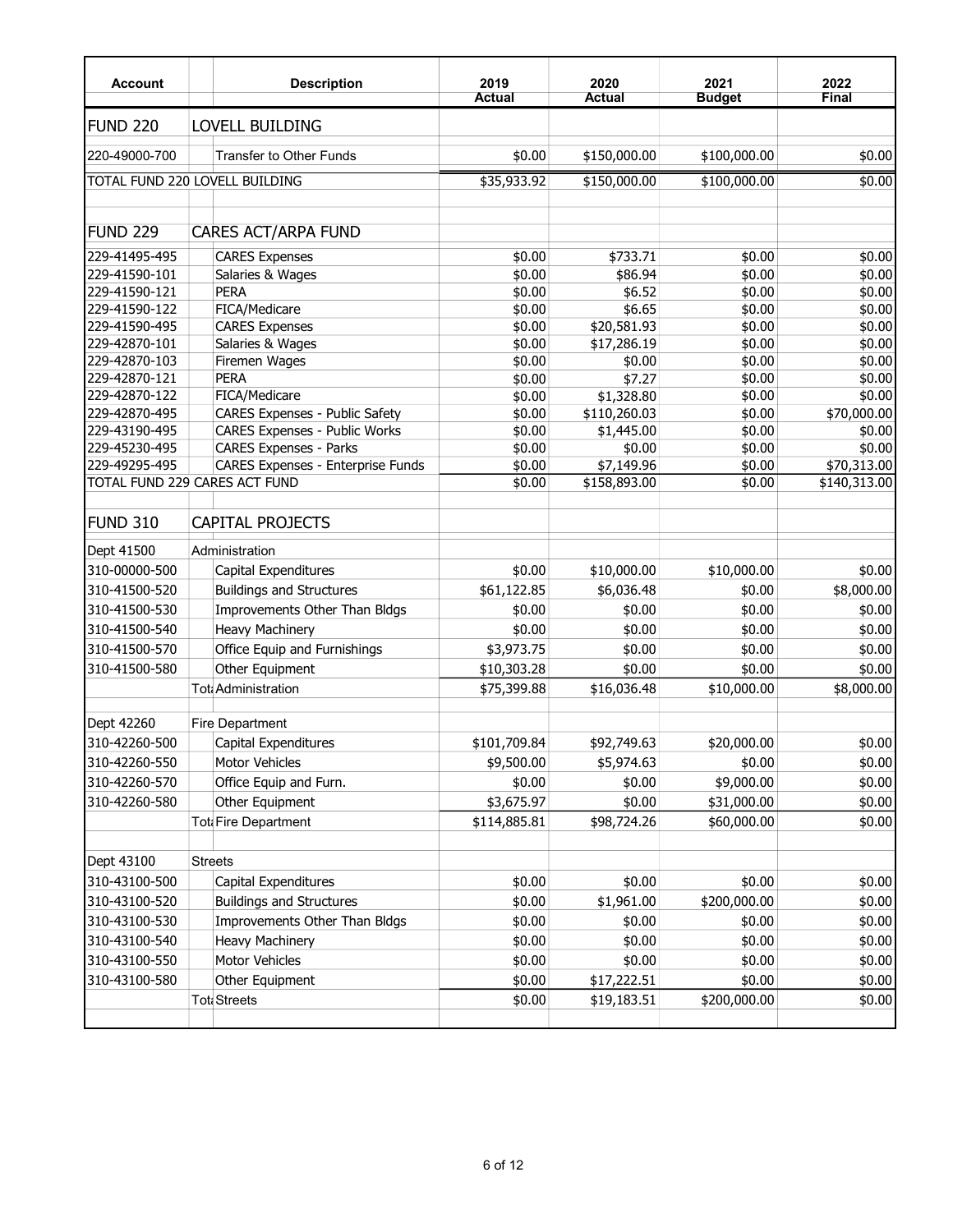| Account | Description | 2019 Actual | 2020 Actual | 2021 Budget | 2022 Final |
|---|---|---|---|---|---|
| FUND 220 | LOVELL BUILDING | | | | |
| 220-49000-700 | Transfer to Other Funds | $0.00 | $150,000.00 | $100,000.00 | $0.00 |
| TOTAL FUND 220 LOVELL BUILDING | | $35,933.92 | $150,000.00 | $100,000.00 | $0.00 |
| | | | | | |
| FUND 229 | CARES ACT/ARPA FUND | | | | |
| 229-41495-495 | CARES Expenses | $0.00 | $733.71 | $0.00 | $0.00 |
| 229-41590-101 | Salaries & Wages | $0.00 | $86.94 | $0.00 | $0.00 |
| 229-41590-121 | PERA | $0.00 | $6.52 | $0.00 | $0.00 |
| 229-41590-122 | FICA/Medicare | $0.00 | $6.65 | $0.00 | $0.00 |
| 229-41590-495 | CARES Expenses | $0.00 | $20,581.93 | $0.00 | $0.00 |
| 229-42870-101 | Salaries & Wages | $0.00 | $17,286.19 | $0.00 | $0.00 |
| 229-42870-103 | Firemen Wages | $0.00 | $0.00 | $0.00 | $0.00 |
| 229-42870-121 | PERA | $0.00 | $7.27 | $0.00 | $0.00 |
| 229-42870-122 | FICA/Medicare | $0.00 | $1,328.80 | $0.00 | $0.00 |
| 229-42870-495 | CARES Expenses - Public Safety | $0.00 | $110,260.03 | $0.00 | $70,000.00 |
| 229-43190-495 | CARES Expenses - Public Works | $0.00 | $1,445.00 | $0.00 | $0.00 |
| 229-45230-495 | CARES Expenses - Parks | $0.00 | $0.00 | $0.00 | $0.00 |
| 229-49295-495 | CARES Expenses - Enterprise Funds | $0.00 | $7,149.96 | $0.00 | $70,313.00 |
| TOTAL FUND 229 CARES ACT FUND | | $0.00 | $158,893.00 | $0.00 | $140,313.00 |
| | | | | | |
| FUND 310 | CAPITAL PROJECTS | | | | |
| Dept 41500 | Administration | | | | |
| 310-00000-500 | Capital Expenditures | $0.00 | $10,000.00 | $10,000.00 | $0.00 |
| 310-41500-520 | Buildings and Structures | $61,122.85 | $6,036.48 | $0.00 | $8,000.00 |
| 310-41500-530 | Improvements Other Than Bldgs | $0.00 | $0.00 | $0.00 | $0.00 |
| 310-41500-540 | Heavy Machinery | $0.00 | $0.00 | $0.00 | $0.00 |
| 310-41500-570 | Office Equip and Furnishings | $3,973.75 | $0.00 | $0.00 | $0.00 |
| 310-41500-580 | Other Equipment | $10,303.28 | $0.00 | $0.00 | $0.00 |
| | Tot Administration | $75,399.88 | $16,036.48 | $10,000.00 | $8,000.00 |
| | | | | | |
| Dept 42260 | Fire Department | | | | |
| 310-42260-500 | Capital Expenditures | $101,709.84 | $92,749.63 | $20,000.00 | $0.00 |
| 310-42260-550 | Motor Vehicles | $9,500.00 | $5,974.63 | $0.00 | $0.00 |
| 310-42260-570 | Office Equip and Furn. | $0.00 | $0.00 | $9,000.00 | $0.00 |
| 310-42260-580 | Other Equipment | $3,675.97 | $0.00 | $31,000.00 | $0.00 |
| | Tot Fire Department | $114,885.81 | $98,724.26 | $60,000.00 | $0.00 |
| | | | | | |
| Dept 43100 | Streets | | | | |
| 310-43100-500 | Capital Expenditures | $0.00 | $0.00 | $0.00 | $0.00 |
| 310-43100-520 | Buildings and Structures | $0.00 | $1,961.00 | $200,000.00 | $0.00 |
| 310-43100-530 | Improvements Other Than Bldgs | $0.00 | $0.00 | $0.00 | $0.00 |
| 310-43100-540 | Heavy Machinery | $0.00 | $0.00 | $0.00 | $0.00 |
| 310-43100-550 | Motor Vehicles | $0.00 | $0.00 | $0.00 | $0.00 |
| 310-43100-580 | Other Equipment | $0.00 | $17,222.51 | $0.00 | $0.00 |
| | Tot Streets | $0.00 | $19,183.51 | $200,000.00 | $0.00 |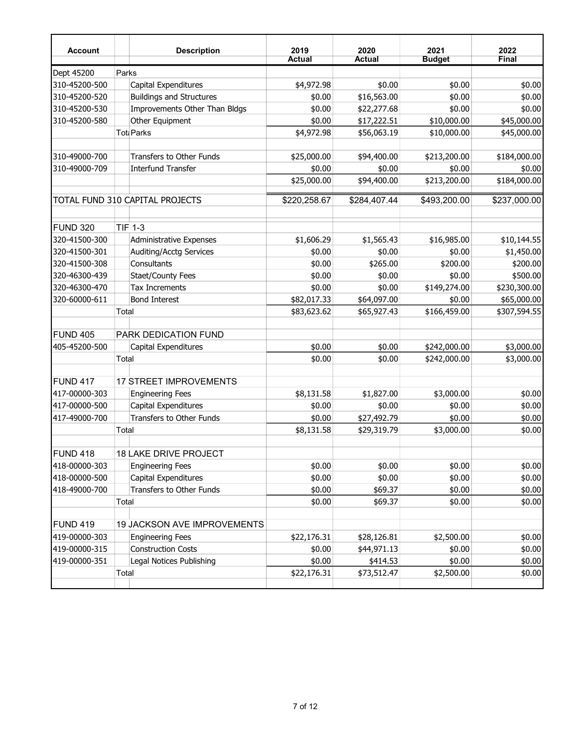| Account | Description | 2019 Actual | 2020 Actual | 2021 Budget | 2022 Final |
|---|---|---|---|---|---|
| Dept 45200 | Parks | | | | |
| 310-45200-500 | Capital Expenditures | $4,972.98 | $0.00 | $0.00 | $0.00 |
| 310-45200-520 | Buildings and Structures | $0.00 | $16,563.00 | $0.00 | $0.00 |
| 310-45200-530 | Improvements Other Than Bldgs | $0.00 | $22,277.68 | $0.00 | $0.00 |
| 310-45200-580 | Other Equipment | $0.00 | $17,222.51 | $10,000.00 | $45,000.00 |
| | Tot Parks | $4,972.98 | $56,063.19 | $10,000.00 | $45,000.00 |
| | | | | | |
| 310-49000-700 | Transfers to Other Funds | $25,000.00 | $94,400.00 | $213,200.00 | $184,000.00 |
| 310-49000-709 | Interfund Transfer | $0.00 | $0.00 | $0.00 | $0.00 |
| | | $25,000.00 | $94,400.00 | $213,200.00 | $184,000.00 |
| | | | | | |
| TOTAL FUND 310 CAPITAL PROJECTS | | $220,258.67 | $284,407.44 | $493,200.00 | $237,000.00 |
| | | | | | |
| FUND 320 | TIF 1-3 | | | | |
| 320-41500-300 | Administrative Expenses | $1,606.29 | $1,565.43 | $16,985.00 | $10,144.55 |
| 320-41500-301 | Auditing/Acctg Services | $0.00 | $0.00 | $0.00 | $1,450.00 |
| 320-41500-308 | Consultants | $0.00 | $265.00 | $200.00 | $200.00 |
| 320-46300-439 | Staet/County Fees | $0.00 | $0.00 | $0.00 | $500.00 |
| 320-46300-470 | Tax Increments | $0.00 | $0.00 | $149,274.00 | $230,300.00 |
| 320-60000-611 | Bond Interest | $82,017.33 | $64,097.00 | $0.00 | $65,000.00 |
| | Total | $83,623.62 | $65,927.43 | $166,459.00 | $307,594.55 |
| | | | | | |
| FUND 405 | PARK DEDICATION FUND | | | | |
| 405-45200-500 | Capital Expenditures | $0.00 | $0.00 | $242,000.00 | $3,000.00 |
| | Total | $0.00 | $0.00 | $242,000.00 | $3,000.00 |
| | | | | | |
| FUND 417 | 17 STREET IMPROVEMENTS | | | | |
| 417-00000-303 | Engineering Fees | $8,131.58 | $1,827.00 | $3,000.00 | $0.00 |
| 417-00000-500 | Capital Expenditures | $0.00 | $0.00 | $0.00 | $0.00 |
| 417-49000-700 | Transfers to Other Funds | $0.00 | $27,492.79 | $0.00 | $0.00 |
| | Total | $8,131.58 | $29,319.79 | $3,000.00 | $0.00 |
| | | | | | |
| FUND 418 | 18 LAKE DRIVE PROJECT | | | | |
| 418-00000-303 | Engineering Fees | $0.00 | $0.00 | $0.00 | $0.00 |
| 418-00000-500 | Capital Expenditures | $0.00 | $0.00 | $0.00 | $0.00 |
| 418-49000-700 | Transfers to Other Funds | $0.00 | $69.37 | $0.00 | $0.00 |
| | Total | $0.00 | $69.37 | $0.00 | $0.00 |
| | | | | | |
| FUND 419 | 19 JACKSON AVE IMPROVEMENTS | | | | |
| 419-00000-303 | Engineering Fees | $22,176.31 | $28,126.81 | $2,500.00 | $0.00 |
| 419-00000-315 | Construction Costs | $0.00 | $44,971.13 | $0.00 | $0.00 |
| 419-00000-351 | Legal Notices Publishing | $0.00 | $414.53 | $0.00 | $0.00 |
| | Total | $22,176.31 | $73,512.47 | $2,500.00 | $0.00 |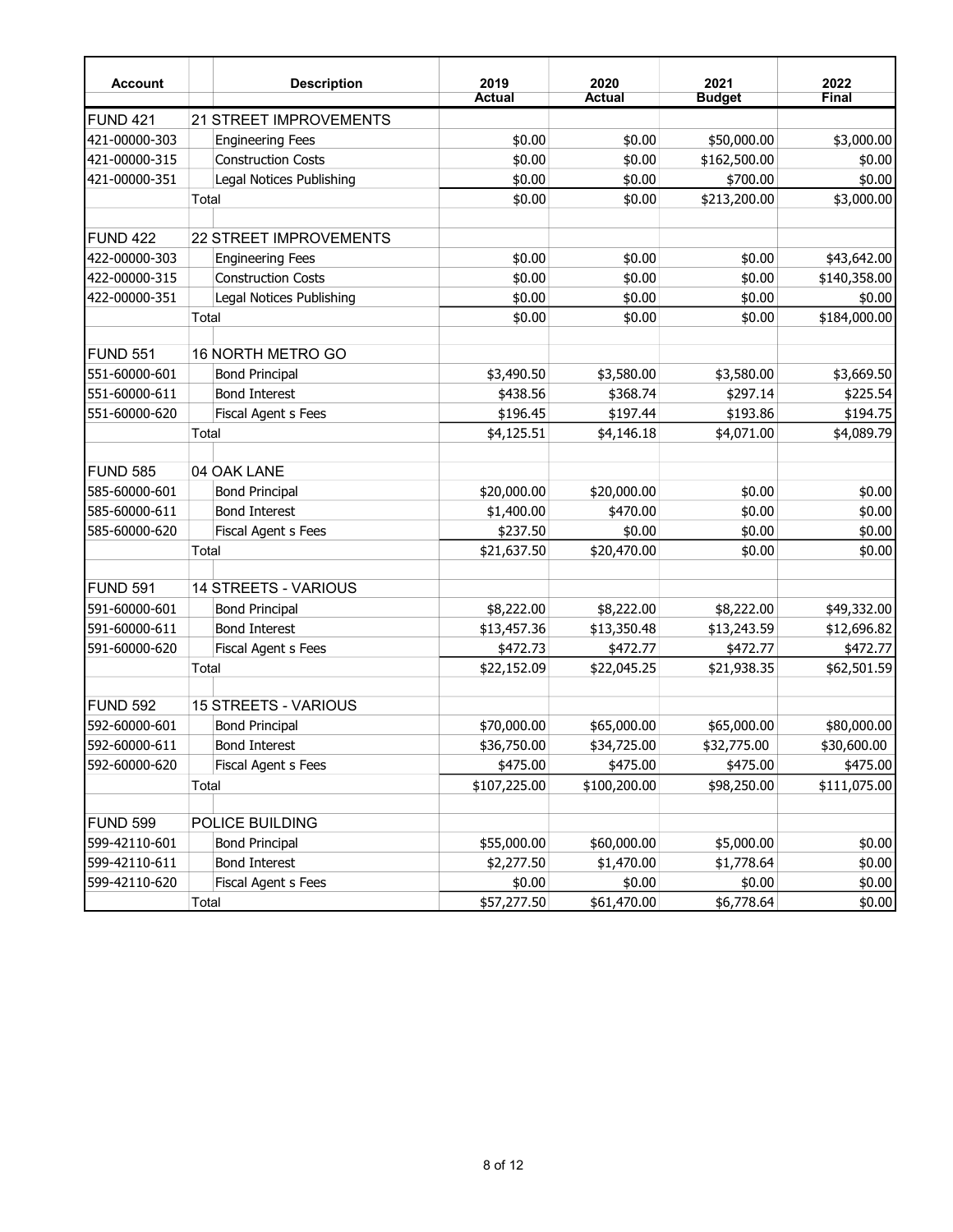| Account | Description | 2019 Actual | 2020 Actual | 2021 Budget | 2022 Final |
|---|---|---|---|---|---|
| FUND 421 | 21 STREET IMPROVEMENTS | | | | |
| 421-00000-303 | Engineering Fees | $0.00 | $0.00 | $50,000.00 | $3,000.00 |
| 421-00000-315 | Construction Costs | $0.00 | $0.00 | $162,500.00 | $0.00 |
| 421-00000-351 | Legal Notices Publishing | $0.00 | $0.00 | $700.00 | $0.00 |
| | Total | $0.00 | $0.00 | $213,200.00 | $3,000.00 |
| | | | | | |
| FUND 422 | 22 STREET IMPROVEMENTS | | | | |
| 422-00000-303 | Engineering Fees | $0.00 | $0.00 | $0.00 | $43,642.00 |
| 422-00000-315 | Construction Costs | $0.00 | $0.00 | $0.00 | $140,358.00 |
| 422-00000-351 | Legal Notices Publishing | $0.00 | $0.00 | $0.00 | $0.00 |
| | Total | $0.00 | $0.00 | $0.00 | $184,000.00 |
| | | | | | |
| FUND 551 | 16 NORTH METRO GO | | | | |
| 551-60000-601 | Bond Principal | $3,490.50 | $3,580.00 | $3,580.00 | $3,669.50 |
| 551-60000-611 | Bond Interest | $438.56 | $368.74 | $297.14 | $225.54 |
| 551-60000-620 | Fiscal Agent s Fees | $196.45 | $197.44 | $193.86 | $194.75 |
| | Total | $4,125.51 | $4,146.18 | $4,071.00 | $4,089.79 |
| | | | | | |
| FUND 585 | 04 OAK LANE | | | | |
| 585-60000-601 | Bond Principal | $20,000.00 | $20,000.00 | $0.00 | $0.00 |
| 585-60000-611 | Bond Interest | $1,400.00 | $470.00 | $0.00 | $0.00 |
| 585-60000-620 | Fiscal Agent s Fees | $237.50 | $0.00 | $0.00 | $0.00 |
| | Total | $21,637.50 | $20,470.00 | $0.00 | $0.00 |
| | | | | | |
| FUND 591 | 14 STREETS - VARIOUS | | | | |
| 591-60000-601 | Bond Principal | $8,222.00 | $8,222.00 | $8,222.00 | $49,332.00 |
| 591-60000-611 | Bond Interest | $13,457.36 | $13,350.48 | $13,243.59 | $12,696.82 |
| 591-60000-620 | Fiscal Agent s Fees | $472.73 | $472.77 | $472.77 | $472.77 |
| | Total | $22,152.09 | $22,045.25 | $21,938.35 | $62,501.59 |
| | | | | | |
| FUND 592 | 15 STREETS - VARIOUS | | | | |
| 592-60000-601 | Bond Principal | $70,000.00 | $65,000.00 | $65,000.00 | $80,000.00 |
| 592-60000-611 | Bond Interest | $36,750.00 | $34,725.00 | $32,775.00 | $30,600.00 |
| 592-60000-620 | Fiscal Agent s Fees | $475.00 | $475.00 | $475.00 | $475.00 |
| | Total | $107,225.00 | $100,200.00 | $98,250.00 | $111,075.00 |
| | | | | | |
| FUND 599 | POLICE BUILDING | | | | |
| 599-42110-601 | Bond Principal | $55,000.00 | $60,000.00 | $5,000.00 | $0.00 |
| 599-42110-611 | Bond Interest | $2,277.50 | $1,470.00 | $1,778.64 | $0.00 |
| 599-42110-620 | Fiscal Agent s Fees | $0.00 | $0.00 | $0.00 | $0.00 |
| | Total | $57,277.50 | $61,470.00 | $6,778.64 | $0.00 |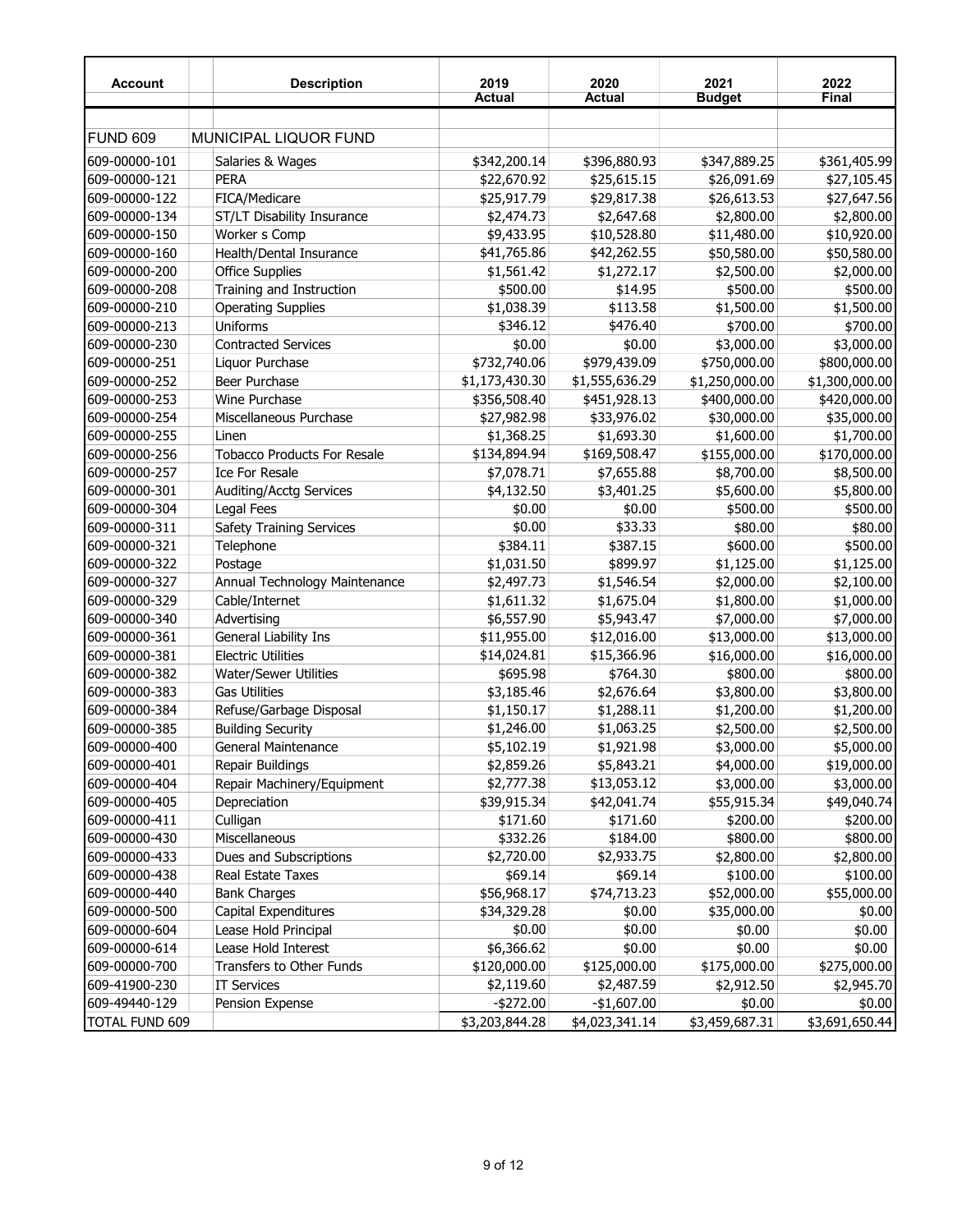| Account | Description | 2019 Actual | 2020 Actual | 2021 Budget | 2022 Final |
|---|---|---|---|---|---|
| FUND 609 | MUNICIPAL LIQUOR FUND | | | | |
| 609-00000-101 | Salaries & Wages | $342,200.14 | $396,880.93 | $347,889.25 | $361,405.99 |
| 609-00000-121 | PERA | $22,670.92 | $25,615.15 | $26,091.69 | $27,105.45 |
| 609-00000-122 | FICA/Medicare | $25,917.79 | $29,817.38 | $26,613.53 | $27,647.56 |
| 609-00000-134 | ST/LT Disability Insurance | $2,474.73 | $2,647.68 | $2,800.00 | $2,800.00 |
| 609-00000-150 | Worker s Comp | $9,433.95 | $10,528.80 | $11,480.00 | $10,920.00 |
| 609-00000-160 | Health/Dental Insurance | $41,765.86 | $42,262.55 | $50,580.00 | $50,580.00 |
| 609-00000-200 | Office Supplies | $1,561.42 | $1,272.17 | $2,500.00 | $2,000.00 |
| 609-00000-208 | Training and Instruction | $500.00 | $14.95 | $500.00 | $500.00 |
| 609-00000-210 | Operating Supplies | $1,038.39 | $113.58 | $1,500.00 | $1,500.00 |
| 609-00000-213 | Uniforms | $346.12 | $476.40 | $700.00 | $700.00 |
| 609-00000-230 | Contracted Services | $0.00 | $0.00 | $3,000.00 | $3,000.00 |
| 609-00000-251 | Liquor Purchase | $732,740.06 | $979,439.09 | $750,000.00 | $800,000.00 |
| 609-00000-252 | Beer Purchase | $1,173,430.30 | $1,555,636.29 | $1,250,000.00 | $1,300,000.00 |
| 609-00000-253 | Wine Purchase | $356,508.40 | $451,928.13 | $400,000.00 | $420,000.00 |
| 609-00000-254 | Miscellaneous Purchase | $27,982.98 | $33,976.02 | $30,000.00 | $35,000.00 |
| 609-00000-255 | Linen | $1,368.25 | $1,693.30 | $1,600.00 | $1,700.00 |
| 609-00000-256 | Tobacco Products For Resale | $134,894.94 | $169,508.47 | $155,000.00 | $170,000.00 |
| 609-00000-257 | Ice For Resale | $7,078.71 | $7,655.88 | $8,700.00 | $8,500.00 |
| 609-00000-301 | Auditing/Acctg Services | $4,132.50 | $3,401.25 | $5,600.00 | $5,800.00 |
| 609-00000-304 | Legal Fees | $0.00 | $0.00 | $500.00 | $500.00 |
| 609-00000-311 | Safety Training Services | $0.00 | $33.33 | $80.00 | $80.00 |
| 609-00000-321 | Telephone | $384.11 | $387.15 | $600.00 | $500.00 |
| 609-00000-322 | Postage | $1,031.50 | $899.97 | $1,125.00 | $1,125.00 |
| 609-00000-327 | Annual Technology Maintenance | $2,497.73 | $1,546.54 | $2,000.00 | $2,100.00 |
| 609-00000-329 | Cable/Internet | $1,611.32 | $1,675.04 | $1,800.00 | $1,000.00 |
| 609-00000-340 | Advertising | $6,557.90 | $5,943.47 | $7,000.00 | $7,000.00 |
| 609-00000-361 | General Liability Ins | $11,955.00 | $12,016.00 | $13,000.00 | $13,000.00 |
| 609-00000-381 | Electric Utilities | $14,024.81 | $15,366.96 | $16,000.00 | $16,000.00 |
| 609-00000-382 | Water/Sewer Utilities | $695.98 | $764.30 | $800.00 | $800.00 |
| 609-00000-383 | Gas Utilities | $3,185.46 | $2,676.64 | $3,800.00 | $3,800.00 |
| 609-00000-384 | Refuse/Garbage Disposal | $1,150.17 | $1,288.11 | $1,200.00 | $1,200.00 |
| 609-00000-385 | Building Security | $1,246.00 | $1,063.25 | $2,500.00 | $2,500.00 |
| 609-00000-400 | General Maintenance | $5,102.19 | $1,921.98 | $3,000.00 | $5,000.00 |
| 609-00000-401 | Repair Buildings | $2,859.26 | $5,843.21 | $4,000.00 | $19,000.00 |
| 609-00000-404 | Repair Machinery/Equipment | $2,777.38 | $13,053.12 | $3,000.00 | $3,000.00 |
| 609-00000-405 | Depreciation | $39,915.34 | $42,041.74 | $55,915.34 | $49,040.74 |
| 609-00000-411 | Culligan | $171.60 | $171.60 | $200.00 | $200.00 |
| 609-00000-430 | Miscellaneous | $332.26 | $184.00 | $800.00 | $800.00 |
| 609-00000-433 | Dues and Subscriptions | $2,720.00 | $2,933.75 | $2,800.00 | $2,800.00 |
| 609-00000-438 | Real Estate Taxes | $69.14 | $69.14 | $100.00 | $100.00 |
| 609-00000-440 | Bank Charges | $56,968.17 | $74,713.23 | $52,000.00 | $55,000.00 |
| 609-00000-500 | Capital Expenditures | $34,329.28 | $0.00 | $35,000.00 | $0.00 |
| 609-00000-604 | Lease Hold Principal | $0.00 | $0.00 | $0.00 | $0.00 |
| 609-00000-614 | Lease Hold Interest | $6,366.62 | $0.00 | $0.00 | $0.00 |
| 609-00000-700 | Transfers to Other Funds | $120,000.00 | $125,000.00 | $175,000.00 | $275,000.00 |
| 609-41900-230 | IT Services | $2,119.60 | $2,487.59 | $2,912.50 | $2,945.70 |
| 609-49440-129 | Pension Expense | -$272.00 | -$1,607.00 | $0.00 | $0.00 |
| TOTAL FUND 609 | | $3,203,844.28 | $4,023,341.14 | $3,459,687.31 | $3,691,650.44 |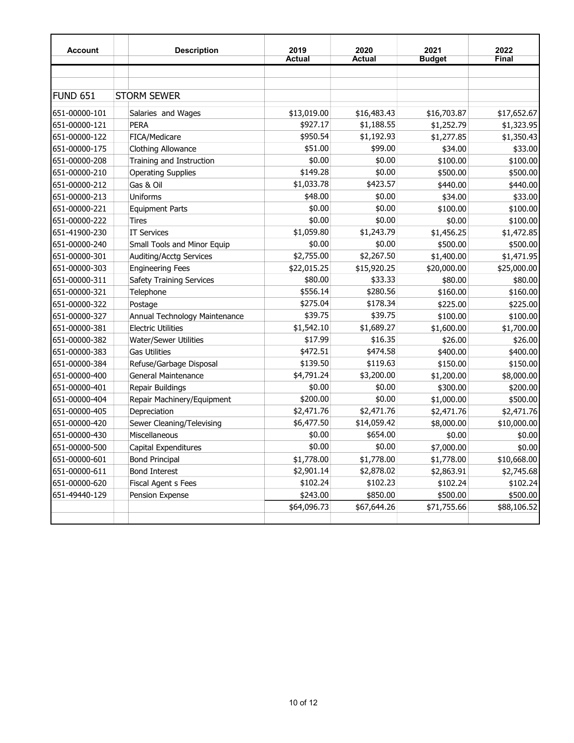| Account | Description | 2019 Actual | 2020 Actual | 2021 Budget | 2022 Final |
|---|---|---|---|---|---|
| FUND 651 | STORM SEWER | | | | |
| 651-00000-101 | Salaries and Wages | $13,019.00 | $16,483.43 | $16,703.87 | $17,652.67 |
| 651-00000-121 | PERA | $927.17 | $1,188.55 | $1,252.79 | $1,323.95 |
| 651-00000-122 | FICA/Medicare | $950.54 | $1,192.93 | $1,277.85 | $1,350.43 |
| 651-00000-175 | Clothing Allowance | $51.00 | $99.00 | $34.00 | $33.00 |
| 651-00000-208 | Training and Instruction | $0.00 | $0.00 | $100.00 | $100.00 |
| 651-00000-210 | Operating Supplies | $149.28 | $0.00 | $500.00 | $500.00 |
| 651-00000-212 | Gas & Oil | $1,033.78 | $423.57 | $440.00 | $440.00 |
| 651-00000-213 | Uniforms | $48.00 | $0.00 | $34.00 | $33.00 |
| 651-00000-221 | Equipment Parts | $0.00 | $0.00 | $100.00 | $100.00 |
| 651-00000-222 | Tires | $0.00 | $0.00 | $0.00 | $100.00 |
| 651-41900-230 | IT Services | $1,059.80 | $1,243.79 | $1,456.25 | $1,472.85 |
| 651-00000-240 | Small Tools and Minor Equip | $0.00 | $0.00 | $500.00 | $500.00 |
| 651-00000-301 | Auditing/Acctg Services | $2,755.00 | $2,267.50 | $1,400.00 | $1,471.95 |
| 651-00000-303 | Engineering Fees | $22,015.25 | $15,920.25 | $20,000.00 | $25,000.00 |
| 651-00000-311 | Safety Training Services | $80.00 | $33.33 | $80.00 | $80.00 |
| 651-00000-321 | Telephone | $556.14 | $280.56 | $160.00 | $160.00 |
| 651-00000-322 | Postage | $275.04 | $178.34 | $225.00 | $225.00 |
| 651-00000-327 | Annual Technology Maintenance | $39.75 | $39.75 | $100.00 | $100.00 |
| 651-00000-381 | Electric Utilities | $1,542.10 | $1,689.27 | $1,600.00 | $1,700.00 |
| 651-00000-382 | Water/Sewer Utilities | $17.99 | $16.35 | $26.00 | $26.00 |
| 651-00000-383 | Gas Utilities | $472.51 | $474.58 | $400.00 | $400.00 |
| 651-00000-384 | Refuse/Garbage Disposal | $139.50 | $119.63 | $150.00 | $150.00 |
| 651-00000-400 | General Maintenance | $4,791.24 | $3,200.00 | $1,200.00 | $8,000.00 |
| 651-00000-401 | Repair Buildings | $0.00 | $0.00 | $300.00 | $200.00 |
| 651-00000-404 | Repair Machinery/Equipment | $200.00 | $0.00 | $1,000.00 | $500.00 |
| 651-00000-405 | Depreciation | $2,471.76 | $2,471.76 | $2,471.76 | $2,471.76 |
| 651-00000-420 | Sewer Cleaning/Televising | $6,477.50 | $14,059.42 | $8,000.00 | $10,000.00 |
| 651-00000-430 | Miscellaneous | $0.00 | $654.00 | $0.00 | $0.00 |
| 651-00000-500 | Capital Expenditures | $0.00 | $0.00 | $7,000.00 | $0.00 |
| 651-00000-601 | Bond Principal | $1,778.00 | $1,778.00 | $1,778.00 | $10,668.00 |
| 651-00000-611 | Bond Interest | $2,901.14 | $2,878.02 | $2,863.91 | $2,745.68 |
| 651-00000-620 | Fiscal Agent s Fees | $102.24 | $102.23 | $102.24 | $102.24 |
| 651-49440-129 | Pension Expense | $243.00 | $850.00 | $500.00 | $500.00 |
| | | $64,096.73 | $67,644.26 | $71,755.66 | $88,106.52 |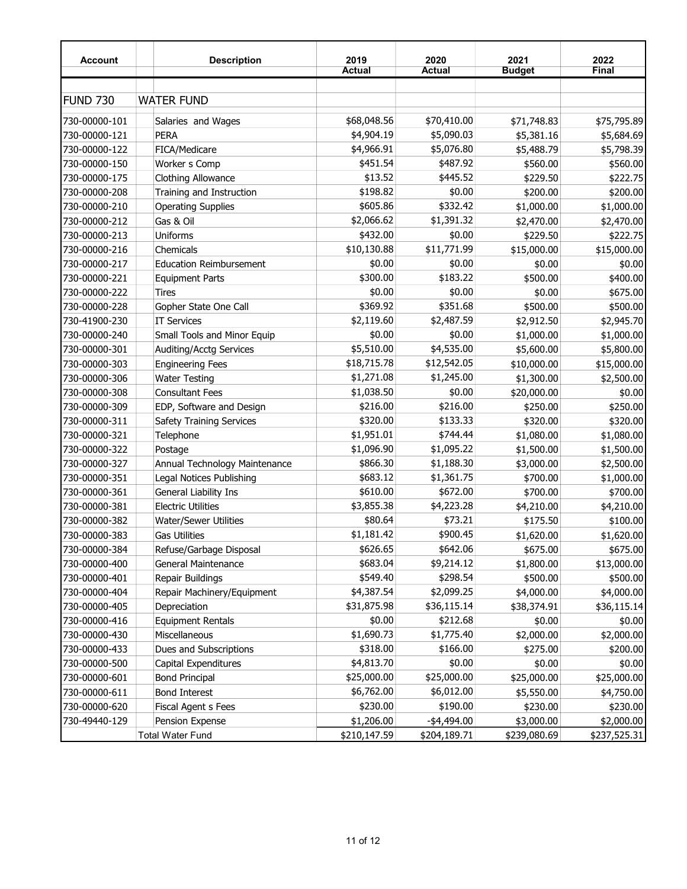| Account | Description | 2019 Actual | 2020 Actual | 2021 Budget | 2022 Final |
|---|---|---|---|---|---|
| FUND 730 | WATER FUND | | | | |
| 730-00000-101 | Salaries and Wages | $68,048.56 | $70,410.00 | $71,748.83 | $75,795.89 |
| 730-00000-121 | PERA | $4,904.19 | $5,090.03 | $5,381.16 | $5,684.69 |
| 730-00000-122 | FICA/Medicare | $4,966.91 | $5,076.80 | $5,488.79 | $5,798.39 |
| 730-00000-150 | Worker s Comp | $451.54 | $487.92 | $560.00 | $560.00 |
| 730-00000-175 | Clothing Allowance | $13.52 | $445.52 | $229.50 | $222.75 |
| 730-00000-208 | Training and Instruction | $198.82 | $0.00 | $200.00 | $200.00 |
| 730-00000-210 | Operating Supplies | $605.86 | $332.42 | $1,000.00 | $1,000.00 |
| 730-00000-212 | Gas & Oil | $2,066.62 | $1,391.32 | $2,470.00 | $2,470.00 |
| 730-00000-213 | Uniforms | $432.00 | $0.00 | $229.50 | $222.75 |
| 730-00000-216 | Chemicals | $10,130.88 | $11,771.99 | $15,000.00 | $15,000.00 |
| 730-00000-217 | Education Reimbursement | $0.00 | $0.00 | $0.00 | $0.00 |
| 730-00000-221 | Equipment Parts | $300.00 | $183.22 | $500.00 | $400.00 |
| 730-00000-222 | Tires | $0.00 | $0.00 | $0.00 | $675.00 |
| 730-00000-228 | Gopher State One Call | $369.92 | $351.68 | $500.00 | $500.00 |
| 730-41900-230 | IT Services | $2,119.60 | $2,487.59 | $2,912.50 | $2,945.70 |
| 730-00000-240 | Small Tools and Minor Equip | $0.00 | $0.00 | $1,000.00 | $1,000.00 |
| 730-00000-301 | Auditing/Acctg Services | $5,510.00 | $4,535.00 | $5,600.00 | $5,800.00 |
| 730-00000-303 | Engineering Fees | $18,715.78 | $12,542.05 | $10,000.00 | $15,000.00 |
| 730-00000-306 | Water Testing | $1,271.08 | $1,245.00 | $1,300.00 | $2,500.00 |
| 730-00000-308 | Consultant Fees | $1,038.50 | $0.00 | $20,000.00 | $0.00 |
| 730-00000-309 | EDP, Software and Design | $216.00 | $216.00 | $250.00 | $250.00 |
| 730-00000-311 | Safety Training Services | $320.00 | $133.33 | $320.00 | $320.00 |
| 730-00000-321 | Telephone | $1,951.01 | $744.44 | $1,080.00 | $1,080.00 |
| 730-00000-322 | Postage | $1,096.90 | $1,095.22 | $1,500.00 | $1,500.00 |
| 730-00000-327 | Annual Technology Maintenance | $866.30 | $1,188.30 | $3,000.00 | $2,500.00 |
| 730-00000-351 | Legal Notices Publishing | $683.12 | $1,361.75 | $700.00 | $1,000.00 |
| 730-00000-361 | General Liability Ins | $610.00 | $672.00 | $700.00 | $700.00 |
| 730-00000-381 | Electric Utilities | $3,855.38 | $4,223.28 | $4,210.00 | $4,210.00 |
| 730-00000-382 | Water/Sewer Utilities | $80.64 | $73.21 | $175.50 | $100.00 |
| 730-00000-383 | Gas Utilities | $1,181.42 | $900.45 | $1,620.00 | $1,620.00 |
| 730-00000-384 | Refuse/Garbage Disposal | $626.65 | $642.06 | $675.00 | $675.00 |
| 730-00000-400 | General Maintenance | $683.04 | $9,214.12 | $1,800.00 | $13,000.00 |
| 730-00000-401 | Repair Buildings | $549.40 | $298.54 | $500.00 | $500.00 |
| 730-00000-404 | Repair Machinery/Equipment | $4,387.54 | $2,099.25 | $4,000.00 | $4,000.00 |
| 730-00000-405 | Depreciation | $31,875.98 | $36,115.14 | $38,374.91 | $36,115.14 |
| 730-00000-416 | Equipment Rentals | $0.00 | $212.68 | $0.00 | $0.00 |
| 730-00000-430 | Miscellaneous | $1,690.73 | $1,775.40 | $2,000.00 | $2,000.00 |
| 730-00000-433 | Dues and Subscriptions | $318.00 | $166.00 | $275.00 | $200.00 |
| 730-00000-500 | Capital Expenditures | $4,813.70 | $0.00 | $0.00 | $0.00 |
| 730-00000-601 | Bond Principal | $25,000.00 | $25,000.00 | $25,000.00 | $25,000.00 |
| 730-00000-611 | Bond Interest | $6,762.00 | $6,012.00 | $5,550.00 | $4,750.00 |
| 730-00000-620 | Fiscal Agent s Fees | $230.00 | $190.00 | $230.00 | $230.00 |
| 730-49440-129 | Pension Expense | $1,206.00 | -$4,494.00 | $3,000.00 | $2,000.00 |
| | Total Water Fund | $210,147.59 | $204,189.71 | $239,080.69 | $237,525.31 |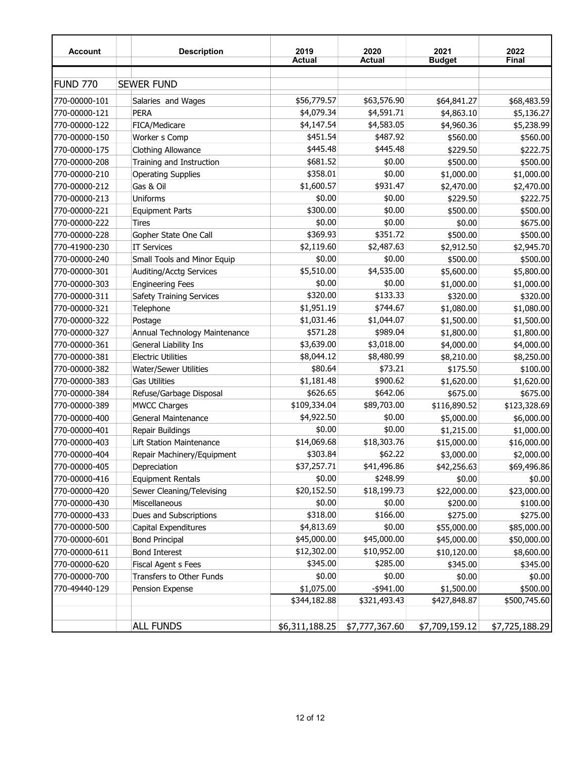| Account | Description | 2019 Actual | 2020 Actual | 2021 Budget | 2022 Final |
|---|---|---|---|---|---|
| FUND 770 | SEWER FUND | | | | |
| 770-00000-101 | Salaries and Wages | $56,779.57 | $63,576.90 | $64,841.27 | $68,483.59 |
| 770-00000-121 | PERA | $4,079.34 | $4,591.71 | $4,863.10 | $5,136.27 |
| 770-00000-122 | FICA/Medicare | $4,147.54 | $4,583.05 | $4,960.36 | $5,238.99 |
| 770-00000-150 | Worker s Comp | $451.54 | $487.92 | $560.00 | $560.00 |
| 770-00000-175 | Clothing Allowance | $445.48 | $445.48 | $229.50 | $222.75 |
| 770-00000-208 | Training and Instruction | $681.52 | $0.00 | $500.00 | $500.00 |
| 770-00000-210 | Operating Supplies | $358.01 | $0.00 | $1,000.00 | $1,000.00 |
| 770-00000-212 | Gas & Oil | $1,600.57 | $931.47 | $2,470.00 | $2,470.00 |
| 770-00000-213 | Uniforms | $0.00 | $0.00 | $229.50 | $222.75 |
| 770-00000-221 | Equipment Parts | $300.00 | $0.00 | $500.00 | $500.00 |
| 770-00000-222 | Tires | $0.00 | $0.00 | $0.00 | $675.00 |
| 770-00000-228 | Gopher State One Call | $369.93 | $351.72 | $500.00 | $500.00 |
| 770-41900-230 | IT Services | $2,119.60 | $2,487.63 | $2,912.50 | $2,945.70 |
| 770-00000-240 | Small Tools and Minor Equip | $0.00 | $0.00 | $500.00 | $500.00 |
| 770-00000-301 | Auditing/Acctg Services | $5,510.00 | $4,535.00 | $5,600.00 | $5,800.00 |
| 770-00000-303 | Engineering Fees | $0.00 | $0.00 | $1,000.00 | $1,000.00 |
| 770-00000-311 | Safety Training Services | $320.00 | $133.33 | $320.00 | $320.00 |
| 770-00000-321 | Telephone | $1,951.19 | $744.67 | $1,080.00 | $1,080.00 |
| 770-00000-322 | Postage | $1,031.46 | $1,044.07 | $1,500.00 | $1,500.00 |
| 770-00000-327 | Annual Technology Maintenance | $571.28 | $989.04 | $1,800.00 | $1,800.00 |
| 770-00000-361 | General Liability Ins | $3,639.00 | $3,018.00 | $4,000.00 | $4,000.00 |
| 770-00000-381 | Electric Utilities | $8,044.12 | $8,480.99 | $8,210.00 | $8,250.00 |
| 770-00000-382 | Water/Sewer Utilities | $80.64 | $73.21 | $175.50 | $100.00 |
| 770-00000-383 | Gas Utilities | $1,181.48 | $900.62 | $1,620.00 | $1,620.00 |
| 770-00000-384 | Refuse/Garbage Disposal | $626.65 | $642.06 | $675.00 | $675.00 |
| 770-00000-389 | MWCC Charges | $109,334.04 | $89,703.00 | $116,890.52 | $123,328.69 |
| 770-00000-400 | General Maintenance | $4,922.50 | $0.00 | $5,000.00 | $6,000.00 |
| 770-00000-401 | Repair Buildings | $0.00 | $0.00 | $1,215.00 | $1,000.00 |
| 770-00000-403 | Lift Station Maintenance | $14,069.68 | $18,303.76 | $15,000.00 | $16,000.00 |
| 770-00000-404 | Repair Machinery/Equipment | $303.84 | $62.22 | $3,000.00 | $2,000.00 |
| 770-00000-405 | Depreciation | $37,257.71 | $41,496.86 | $42,256.63 | $69,496.86 |
| 770-00000-416 | Equipment Rentals | $0.00 | $248.99 | $0.00 | $0.00 |
| 770-00000-420 | Sewer Cleaning/Televising | $20,152.50 | $18,199.73 | $22,000.00 | $23,000.00 |
| 770-00000-430 | Miscellaneous | $0.00 | $0.00 | $200.00 | $100.00 |
| 770-00000-433 | Dues and Subscriptions | $318.00 | $166.00 | $275.00 | $275.00 |
| 770-00000-500 | Capital Expenditures | $4,813.69 | $0.00 | $55,000.00 | $85,000.00 |
| 770-00000-601 | Bond Principal | $45,000.00 | $45,000.00 | $45,000.00 | $50,000.00 |
| 770-00000-611 | Bond Interest | $12,302.00 | $10,952.00 | $10,120.00 | $8,600.00 |
| 770-00000-620 | Fiscal Agent s Fees | $345.00 | $285.00 | $345.00 | $345.00 |
| 770-00000-700 | Transfers to Other Funds | $0.00 | $0.00 | $0.00 | $0.00 |
| 770-49440-129 | Pension Expense | $1,075.00 | -$941.00 | $1,500.00 | $500.00 |
| | | $344,182.88 | $321,493.43 | $427,848.87 | $500,745.60 |
| | ALL FUNDS | $6,311,188.25 | $7,777,367.60 | $7,709,159.12 | $7,725,188.29 |